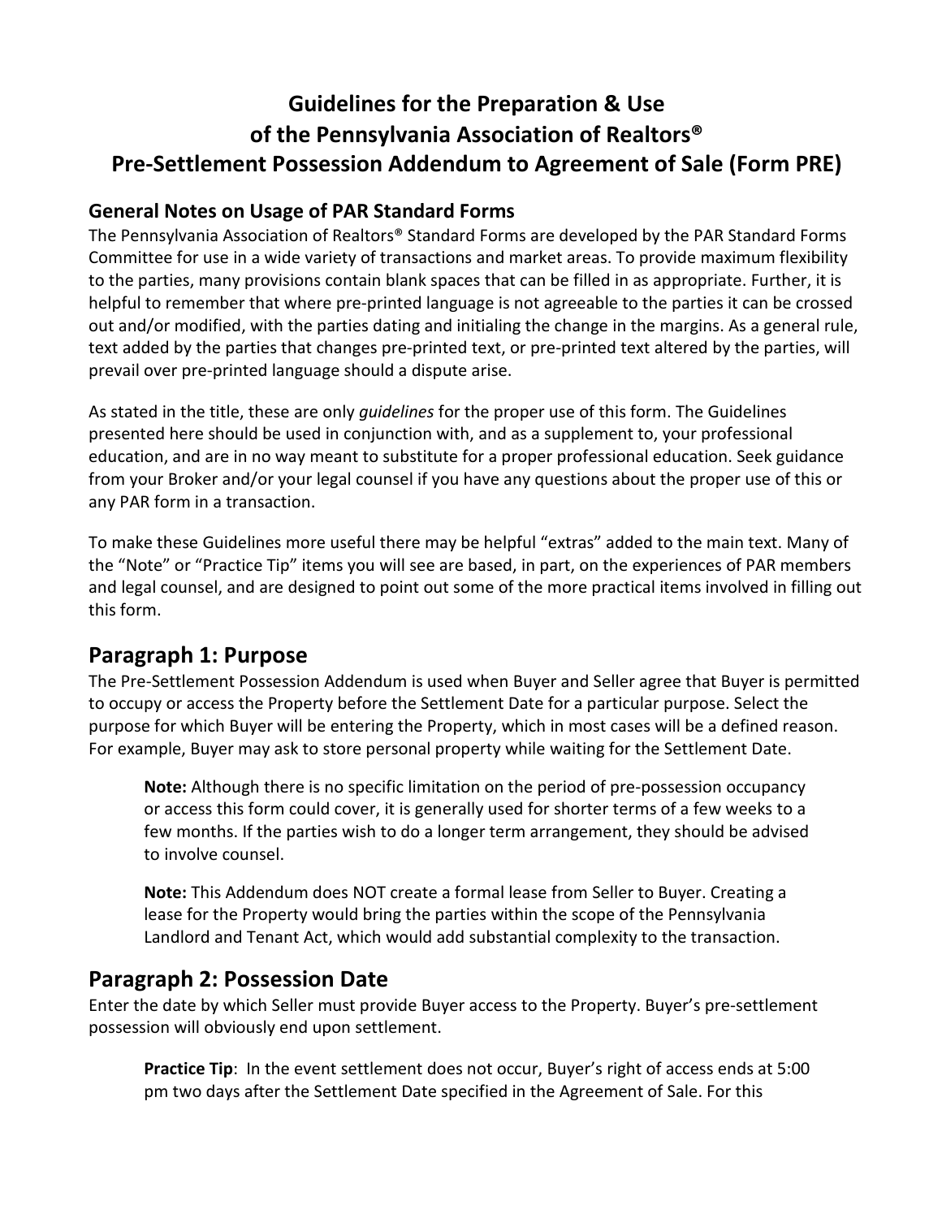# Guidelines for the Preparation & Use of the Pennsylvania Association of Realtors® Pre-Settlement Possession Addendum to Agreement of Sale (Form PRE)

### General Notes on Usage of PAR Standard Forms

The Pennsylvania Association of Realtors® Standard Forms are developed by the PAR Standard Forms Committee for use in a wide variety of transactions and market areas. To provide maximum flexibility to the parties, many provisions contain blank spaces that can be filled in as appropriate. Further, it is helpful to remember that where pre-printed language is not agreeable to the parties it can be crossed out and/or modified, with the parties dating and initialing the change in the margins. As a general rule, text added by the parties that changes pre-printed text, or pre-printed text altered by the parties, will prevail over pre-printed language should a dispute arise.

As stated in the title, these are only *guidelines* for the proper use of this form. The Guidelines presented here should be used in conjunction with, and as a supplement to, your professional education, and are in no way meant to substitute for a proper professional education. Seek guidance from your Broker and/or your legal counsel if you have any questions about the proper use of this or any PAR form in a transaction.

To make these Guidelines more useful there may be helpful "extras" added to the main text. Many of the "Note" or "Practice Tip" items you will see are based, in part, on the experiences of PAR members and legal counsel, and are designed to point out some of the more practical items involved in filling out this form.

## Paragraph 1: Purpose

The Pre-Settlement Possession Addendum is used when Buyer and Seller agree that Buyer is permitted to occupy or access the Property before the Settlement Date for a particular purpose. Select the purpose for which Buyer will be entering the Property, which in most cases will be a defined reason. For example, Buyer may ask to store personal property while waiting for the Settlement Date.

> **Note:** Although there is no specific limitation on the period of pre-possession occupancy or access this form could cover, it is generally used for shorter terms of a few weeks to a few months. If the parties wish to do a longer term arrangement, they should be advised to involve counsel.
>
> **Note:** This Addendum does NOT create a formal lease from Seller to Buyer. Creating a lease for the Property would bring the parties within the scope of the Pennsylvania Landlord and Tenant Act, which would add substantial complexity to the transaction.

## Paragraph 2: Possession Date

Enter the date by which Seller must provide Buyer access to the Property. Buyer's pre-settlement possession will obviously end upon settlement.

> **Practice Tip**: In the event settlement does not occur, Buyer's right of access ends at 5:00 pm two days after the Settlement Date specified in the Agreement of Sale. For this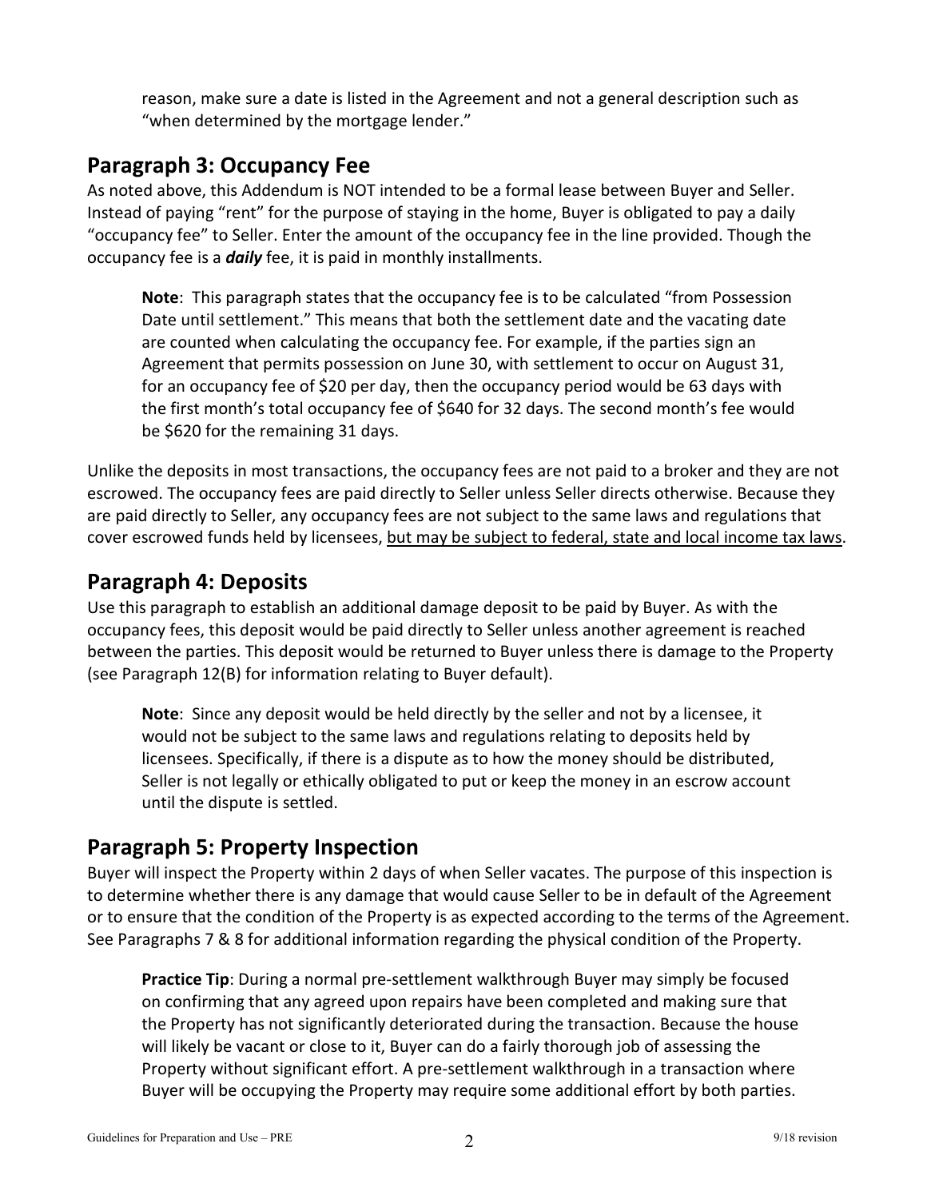reason, make sure a date is listed in the Agreement and not a general description such as "when determined by the mortgage lender."

## Paragraph 3: Occupancy Fee

As noted above, this Addendum is NOT intended to be a formal lease between Buyer and Seller. Instead of paying "rent" for the purpose of staying in the home, Buyer is obligated to pay a daily "occupancy fee" to Seller. Enter the amount of the occupancy fee in the line provided. Though the occupancy fee is a ***daily*** fee, it is paid in monthly installments.

> **Note**: This paragraph states that the occupancy fee is to be calculated "from Possession Date until settlement." This means that both the settlement date and the vacating date are counted when calculating the occupancy fee. For example, if the parties sign an Agreement that permits possession on June 30, with settlement to occur on August 31, for an occupancy fee of $20 per day, then the occupancy period would be 63 days with the first month's total occupancy fee of $640 for 32 days. The second month's fee would be $620 for the remaining 31 days.

Unlike the deposits in most transactions, the occupancy fees are not paid to a broker and they are not escrowed. The occupancy fees are paid directly to Seller unless Seller directs otherwise. Because they are paid directly to Seller, any occupancy fees are not subject to the same laws and regulations that cover escrowed funds held by licensees, <u>but may be subject to federal, state and local income tax laws</u>.

## Paragraph 4: Deposits

Use this paragraph to establish an additional damage deposit to be paid by Buyer. As with the occupancy fees, this deposit would be paid directly to Seller unless another agreement is reached between the parties. This deposit would be returned to Buyer unless there is damage to the Property (see Paragraph 12(B) for information relating to Buyer default).

> **Note**: Since any deposit would be held directly by the seller and not by a licensee, it would not be subject to the same laws and regulations relating to deposits held by licensees. Specifically, if there is a dispute as to how the money should be distributed, Seller is not legally or ethically obligated to put or keep the money in an escrow account until the dispute is settled.

## Paragraph 5: Property Inspection

Buyer will inspect the Property within 2 days of when Seller vacates. The purpose of this inspection is to determine whether there is any damage that would cause Seller to be in default of the Agreement or to ensure that the condition of the Property is as expected according to the terms of the Agreement. See Paragraphs 7 & 8 for additional information regarding the physical condition of the Property.

> **Practice Tip**: During a normal pre-settlement walkthrough Buyer may simply be focused on confirming that any agreed upon repairs have been completed and making sure that the Property has not significantly deteriorated during the transaction. Because the house will likely be vacant or close to it, Buyer can do a fairly thorough job of assessing the Property without significant effort. A pre-settlement walkthrough in a transaction where Buyer will be occupying the Property may require some additional effort by both parties.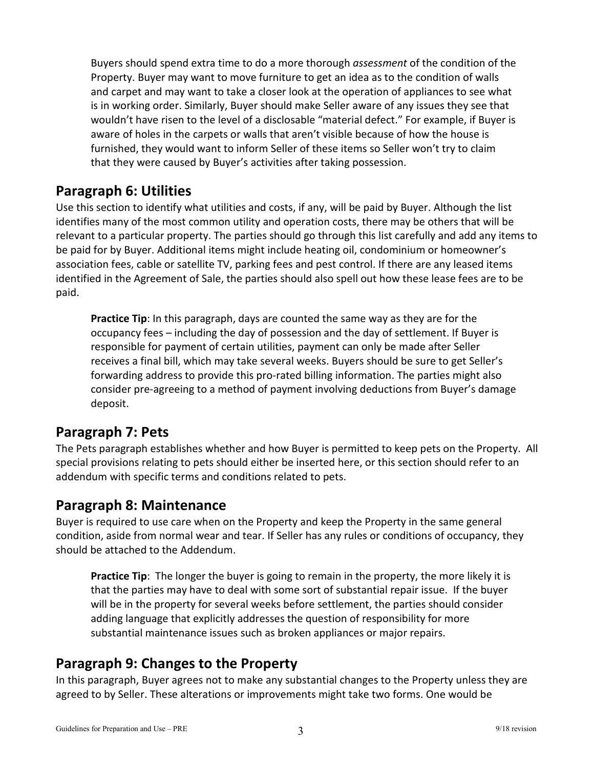Buyers should spend extra time to do a more thorough *assessment* of the condition of the Property. Buyer may want to move furniture to get an idea as to the condition of walls and carpet and may want to take a closer look at the operation of appliances to see what is in working order. Similarly, Buyer should make Seller aware of any issues they see that wouldn't have risen to the level of a disclosable "material defect." For example, if Buyer is aware of holes in the carpets or walls that aren't visible because of how the house is furnished, they would want to inform Seller of these items so Seller won't try to claim that they were caused by Buyer's activities after taking possession.

## Paragraph 6: Utilities

Use this section to identify what utilities and costs, if any, will be paid by Buyer. Although the list identifies many of the most common utility and operation costs, there may be others that will be relevant to a particular property. The parties should go through this list carefully and add any items to be paid for by Buyer. Additional items might include heating oil, condominium or homeowner's association fees, cable or satellite TV, parking fees and pest control. If there are any leased items identified in the Agreement of Sale, the parties should also spell out how these lease fees are to be paid.

> **Practice Tip**: In this paragraph, days are counted the same way as they are for the occupancy fees – including the day of possession and the day of settlement. If Buyer is responsible for payment of certain utilities, payment can only be made after Seller receives a final bill, which may take several weeks. Buyers should be sure to get Seller's forwarding address to provide this pro-rated billing information. The parties might also consider pre-agreeing to a method of payment involving deductions from Buyer's damage deposit.

## Paragraph 7: Pets

The Pets paragraph establishes whether and how Buyer is permitted to keep pets on the Property. All special provisions relating to pets should either be inserted here, or this section should refer to an addendum with specific terms and conditions related to pets.

## Paragraph 8: Maintenance

Buyer is required to use care when on the Property and keep the Property in the same general condition, aside from normal wear and tear. If Seller has any rules or conditions of occupancy, they should be attached to the Addendum.

> **Practice Tip**: The longer the buyer is going to remain in the property, the more likely it is that the parties may have to deal with some sort of substantial repair issue. If the buyer will be in the property for several weeks before settlement, the parties should consider adding language that explicitly addresses the question of responsibility for more substantial maintenance issues such as broken appliances or major repairs.

## Paragraph 9: Changes to the Property

In this paragraph, Buyer agrees not to make any substantial changes to the Property unless they are agreed to by Seller. These alterations or improvements might take two forms. One would be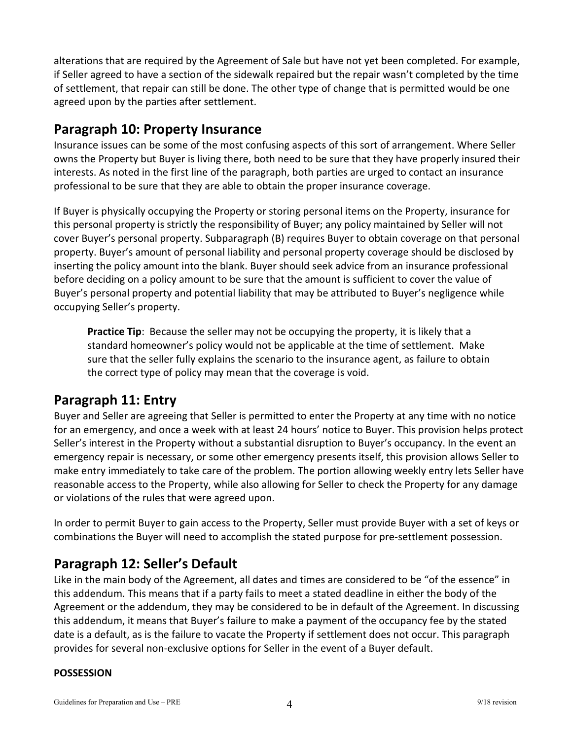alterations that are required by the Agreement of Sale but have not yet been completed. For example, if Seller agreed to have a section of the sidewalk repaired but the repair wasn't completed by the time of settlement, that repair can still be done. The other type of change that is permitted would be one agreed upon by the parties after settlement.

## Paragraph 10: Property Insurance

Insurance issues can be some of the most confusing aspects of this sort of arrangement. Where Seller owns the Property but Buyer is living there, both need to be sure that they have properly insured their interests. As noted in the first line of the paragraph, both parties are urged to contact an insurance professional to be sure that they are able to obtain the proper insurance coverage.

If Buyer is physically occupying the Property or storing personal items on the Property, insurance for this personal property is strictly the responsibility of Buyer; any policy maintained by Seller will not cover Buyer's personal property. Subparagraph (B) requires Buyer to obtain coverage on that personal property. Buyer's amount of personal liability and personal property coverage should be disclosed by inserting the policy amount into the blank. Buyer should seek advice from an insurance professional before deciding on a policy amount to be sure that the amount is sufficient to cover the value of Buyer's personal property and potential liability that may be attributed to Buyer's negligence while occupying Seller's property.

> **Practice Tip**: Because the seller may not be occupying the property, it is likely that a standard homeowner's policy would not be applicable at the time of settlement. Make sure that the seller fully explains the scenario to the insurance agent, as failure to obtain the correct type of policy may mean that the coverage is void.

## Paragraph 11: Entry

Buyer and Seller are agreeing that Seller is permitted to enter the Property at any time with no notice for an emergency, and once a week with at least 24 hours' notice to Buyer. This provision helps protect Seller's interest in the Property without a substantial disruption to Buyer's occupancy. In the event an emergency repair is necessary, or some other emergency presents itself, this provision allows Seller to make entry immediately to take care of the problem. The portion allowing weekly entry lets Seller have reasonable access to the Property, while also allowing for Seller to check the Property for any damage or violations of the rules that were agreed upon.

In order to permit Buyer to gain access to the Property, Seller must provide Buyer with a set of keys or combinations the Buyer will need to accomplish the stated purpose for pre-settlement possession.

## Paragraph 12: Seller's Default

Like in the main body of the Agreement, all dates and times are considered to be "of the essence" in this addendum. This means that if a party fails to meet a stated deadline in either the body of the Agreement or the addendum, they may be considered to be in default of the Agreement. In discussing this addendum, it means that Buyer's failure to make a payment of the occupancy fee by the stated date is a default, as is the failure to vacate the Property if settlement does not occur. This paragraph provides for several non-exclusive options for Seller in the event of a Buyer default.

**POSSESSION**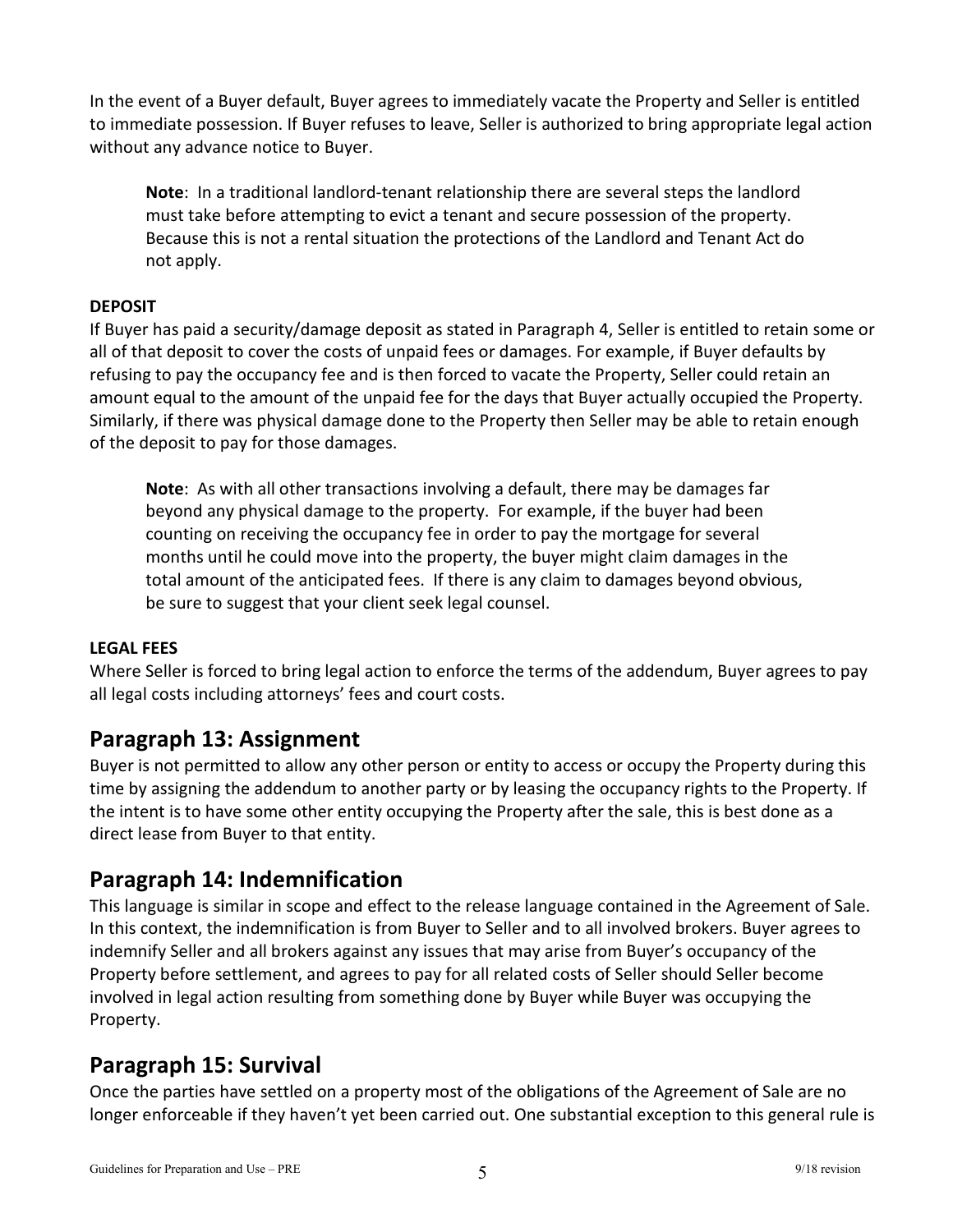In the event of a Buyer default, Buyer agrees to immediately vacate the Property and Seller is entitled to immediate possession. If Buyer refuses to leave, Seller is authorized to bring appropriate legal action without any advance notice to Buyer.

> **Note**: In a traditional landlord-tenant relationship there are several steps the landlord must take before attempting to evict a tenant and secure possession of the property. Because this is not a rental situation the protections of the Landlord and Tenant Act do not apply.

**DEPOSIT**

If Buyer has paid a security/damage deposit as stated in Paragraph 4, Seller is entitled to retain some or all of that deposit to cover the costs of unpaid fees or damages. For example, if Buyer defaults by refusing to pay the occupancy fee and is then forced to vacate the Property, Seller could retain an amount equal to the amount of the unpaid fee for the days that Buyer actually occupied the Property. Similarly, if there was physical damage done to the Property then Seller may be able to retain enough of the deposit to pay for those damages.

> **Note**: As with all other transactions involving a default, there may be damages far beyond any physical damage to the property. For example, if the buyer had been counting on receiving the occupancy fee in order to pay the mortgage for several months until he could move into the property, the buyer might claim damages in the total amount of the anticipated fees. If there is any claim to damages beyond obvious, be sure to suggest that your client seek legal counsel.

**LEGAL FEES**

Where Seller is forced to bring legal action to enforce the terms of the addendum, Buyer agrees to pay all legal costs including attorneys' fees and court costs.

## Paragraph 13: Assignment

Buyer is not permitted to allow any other person or entity to access or occupy the Property during this time by assigning the addendum to another party or by leasing the occupancy rights to the Property. If the intent is to have some other entity occupying the Property after the sale, this is best done as a direct lease from Buyer to that entity.

## Paragraph 14: Indemnification

This language is similar in scope and effect to the release language contained in the Agreement of Sale. In this context, the indemnification is from Buyer to Seller and to all involved brokers. Buyer agrees to indemnify Seller and all brokers against any issues that may arise from Buyer's occupancy of the Property before settlement, and agrees to pay for all related costs of Seller should Seller become involved in legal action resulting from something done by Buyer while Buyer was occupying the Property.

## Paragraph 15: Survival

Once the parties have settled on a property most of the obligations of the Agreement of Sale are no longer enforceable if they haven't yet been carried out. One substantial exception to this general rule is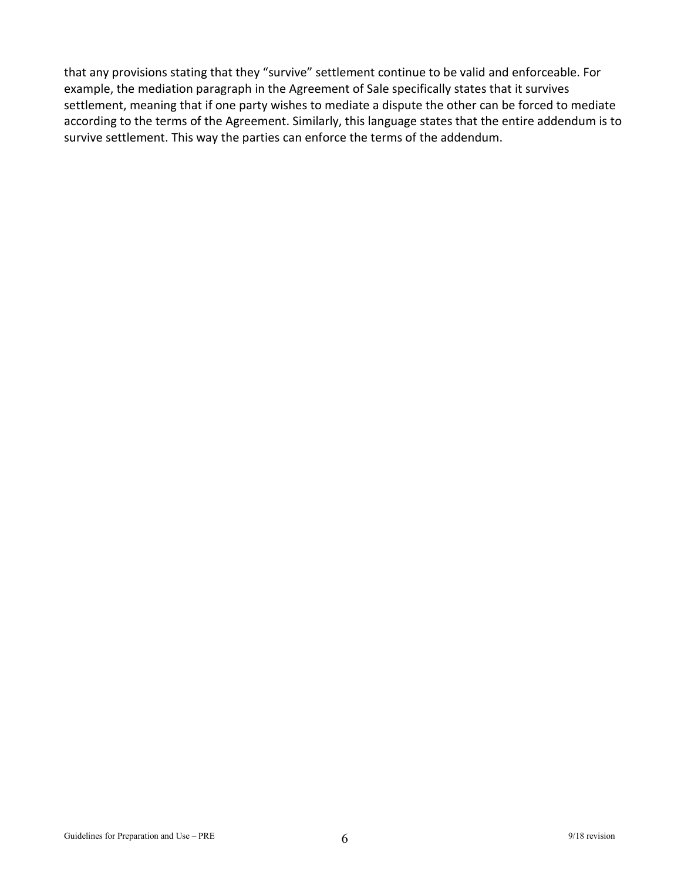that any provisions stating that they "survive" settlement continue to be valid and enforceable. For example, the mediation paragraph in the Agreement of Sale specifically states that it survives settlement, meaning that if one party wishes to mediate a dispute the other can be forced to mediate according to the terms of the Agreement. Similarly, this language states that the entire addendum is to survive settlement. This way the parties can enforce the terms of the addendum.